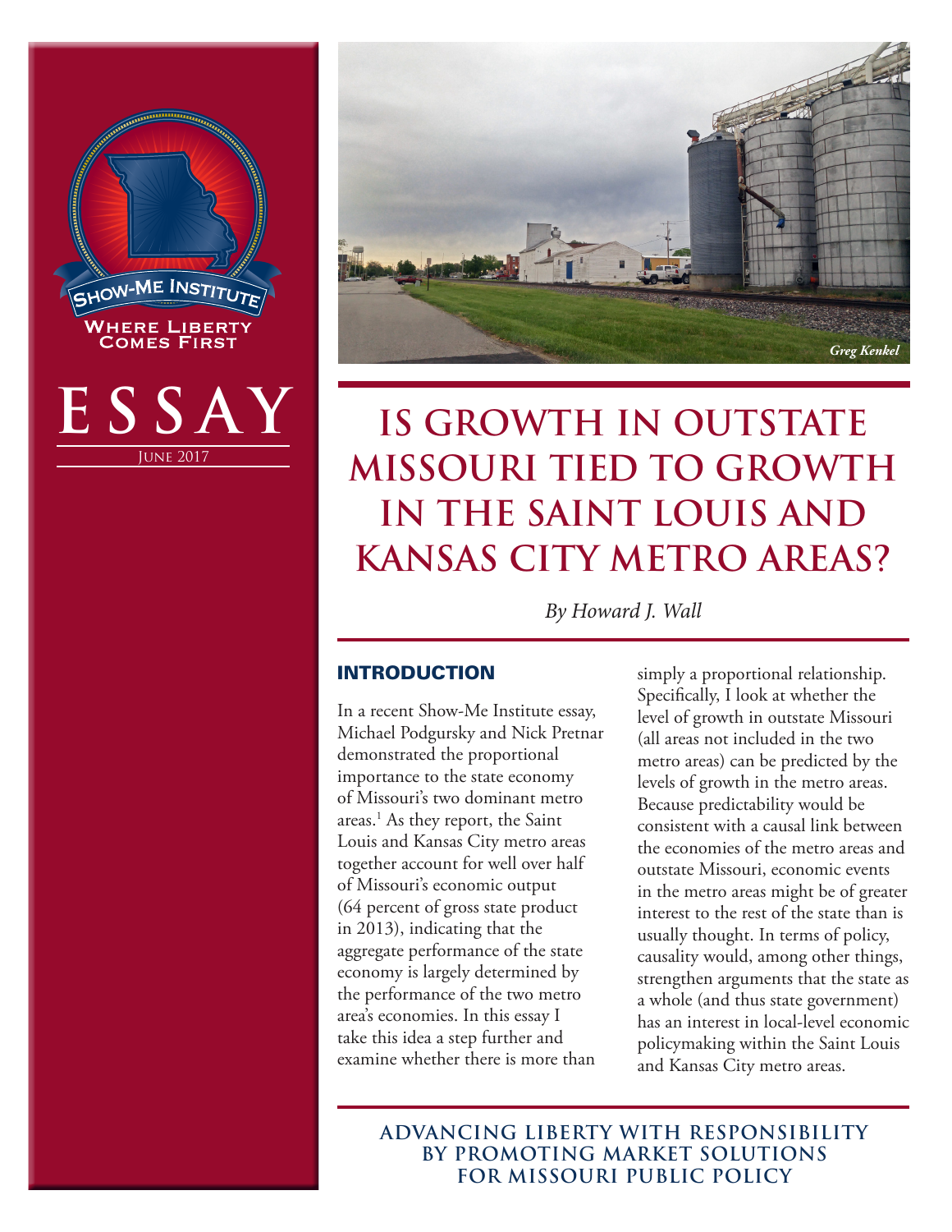SHOW-ME INSTITUTE

WHERE LIBERTY COMES FIRST

ESSAY

JUNE 2017

# IS GROWTH IN OUTSTATE MISSOURI TIED TO GROWTH IN THE SAINT LOUIS AND KANSAS CITY METRO AREAS?

*By Howard J. Wall*

## INTRODUCTION

In a recent Show-Me Institute essay, Michael Podgursky and Nick Pretnar demonstrated the proportional importance to the state economy of Missouri's two dominant metro areas.[1] As they report, the Saint Louis and Kansas City metro areas together account for well over half of Missouri's economic output (64 percent of gross state product in 2013), indicating that the aggregate performance of the state economy is largely determined by the performance of the two metro area's economies. In this essay I take this idea a step further and examine whether there is more than simply a proportional relationship. Specifically, I look at whether the level of growth in outstate Missouri (all areas not included in the two metro areas) can be predicted by the levels of growth in the metro areas. Because predictability would be consistent with a causal link between the economies of the metro areas and outstate Missouri, economic events in the metro areas might be of greater interest to the rest of the state than is usually thought. In terms of policy, causality would, among other things, strengthen arguments that the state as a whole (and thus state government) has an interest in local-level economic policymaking within the Saint Louis and Kansas City metro areas.

ADVANCING LIBERTY WITH RESPONSIBILITY BY PROMOTING MARKET SOLUTIONS FOR MISSOURI PUBLIC POLICY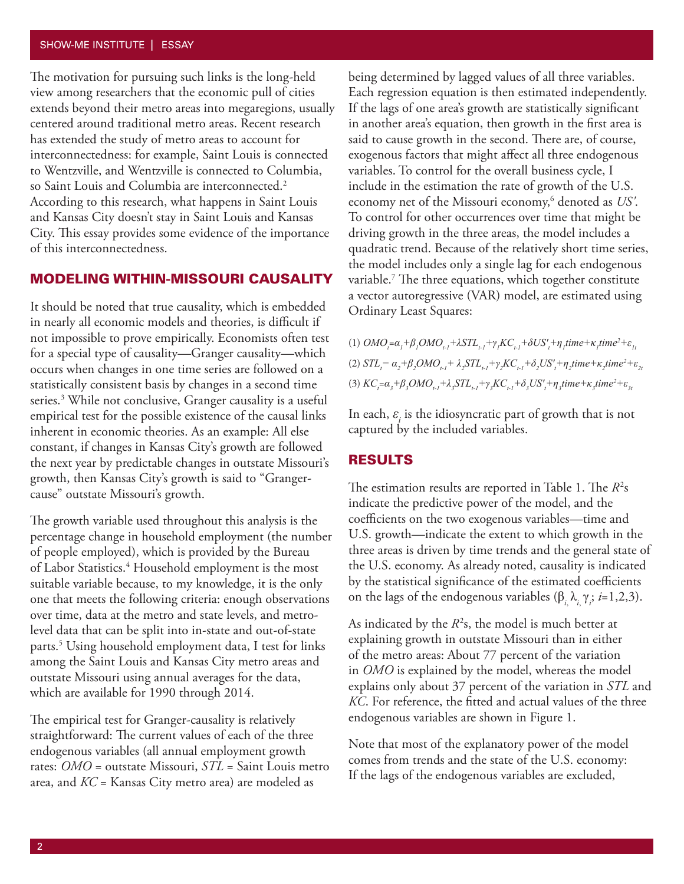The motivation for pursuing such links is the long-held view among researchers that the economic pull of cities extends beyond their metro areas into megaregions, usually centered around traditional metro areas. Recent research has extended the study of metro areas to account for interconnectedness: for example, Saint Louis is connected to Wentzville, and Wentzville is connected to Columbia, so Saint Louis and Columbia are interconnected.[2] According to this research, what happens in Saint Louis and Kansas City doesn't stay in Saint Louis and Kansas City. This essay provides some evidence of the importance of this interconnectedness.

## MODELING WITHIN-MISSOURI CAUSALITY

It should be noted that true causality, which is embedded in nearly all economic models and theories, is difficult if not impossible to prove empirically. Economists often test for a special type of causality—Granger causality—which occurs when changes in one time series are followed on a statistically consistent basis by changes in a second time series.[3] While not conclusive, Granger causality is a useful empirical test for the possible existence of the causal links inherent in economic theories. As an example: All else constant, if changes in Kansas City's growth are followed the next year by predictable changes in outstate Missouri's growth, then Kansas City's growth is said to "Granger-cause" outstate Missouri's growth.

The growth variable used throughout this analysis is the percentage change in household employment (the number of people employed), which is provided by the Bureau of Labor Statistics.[4] Household employment is the most suitable variable because, to my knowledge, it is the only one that meets the following criteria: enough observations over time, data at the metro and state levels, and metro-level data that can be split into in-state and out-of-state parts.[5] Using household employment data, I test for links among the Saint Louis and Kansas City metro areas and outstate Missouri using annual averages for the data, which are available for 1990 through 2014.

The empirical test for Granger-causality is relatively straightforward: The current values of each of the three endogenous variables (all annual employment growth rates: *OMO* = outstate Missouri, *STL* = Saint Louis metro area, and *KC* = Kansas City metro area) are modeled as being determined by lagged values of all three variables. Each regression equation is then estimated independently. If the lags of one area's growth are statistically significant in another area's equation, then growth in the first area is said to cause growth in the second. There are, of course, exogenous factors that might affect all three endogenous variables. To control for the overall business cycle, I include in the estimation the rate of growth of the U.S. economy net of the Missouri economy,[6] denoted as $US'$. To control for other occurrences over time that might be driving growth in the three areas, the model includes a quadratic trend. Because of the relatively short time series, the model includes only a single lag for each endogenous variable.[7] The three equations, which together constitute a vector autoregressive (VAR) model, are estimated using Ordinary Least Squares:

$$(1)\ OMO_t = \alpha_1 + \beta_1 OMO_{t-1} + \lambda STL_{t-1} + \gamma_1 KC_{t-1} + \delta US'_t + \eta_1 time + \kappa_1 time^2 + \varepsilon_{1t}$$

$$(2)\ STL_t = \alpha_2 + \beta_2 OMO_{t-1} + \lambda_2 STL_{t-1} + \gamma_2 KC_{t-1} + \delta_2 US'_t + \eta_2 time + \kappa_2 time^2 + \varepsilon_{2t}$$

$$(3)\ KC_t = \alpha_3 + \beta_3 OMO_{t-1} + \lambda_3 STL_{t-1} + \gamma_3 KC_{t-1} + \delta_3 US'_t + \eta_3 time + \kappa_3 time^2 + \varepsilon_{3t}$$

In each, $\varepsilon_i$ is the idiosyncratic part of growth that is not captured by the included variables.

## RESULTS

The estimation results are reported in Table 1. The $R^2$s indicate the predictive power of the model, and the coefficients on the two exogenous variables—time and U.S. growth—indicate the extent to which growth in the three areas is driven by time trends and the general state of the U.S. economy. As already noted, causality is indicated by the statistical significance of the estimated coefficients on the lags of the endogenous variables ($\beta_i, \lambda_i, \gamma_i$; $i$=1,2,3).

As indicated by the $R^2$s, the model is much better at explaining growth in outstate Missouri than in either of the metro areas: About 77 percent of the variation in *OMO* is explained by the model, whereas the model explains only about 37 percent of the variation in *STL* and *KC*. For reference, the fitted and actual values of the three endogenous variables are shown in Figure 1.

Note that most of the explanatory power of the model comes from trends and the state of the U.S. economy: If the lags of the endogenous variables are excluded,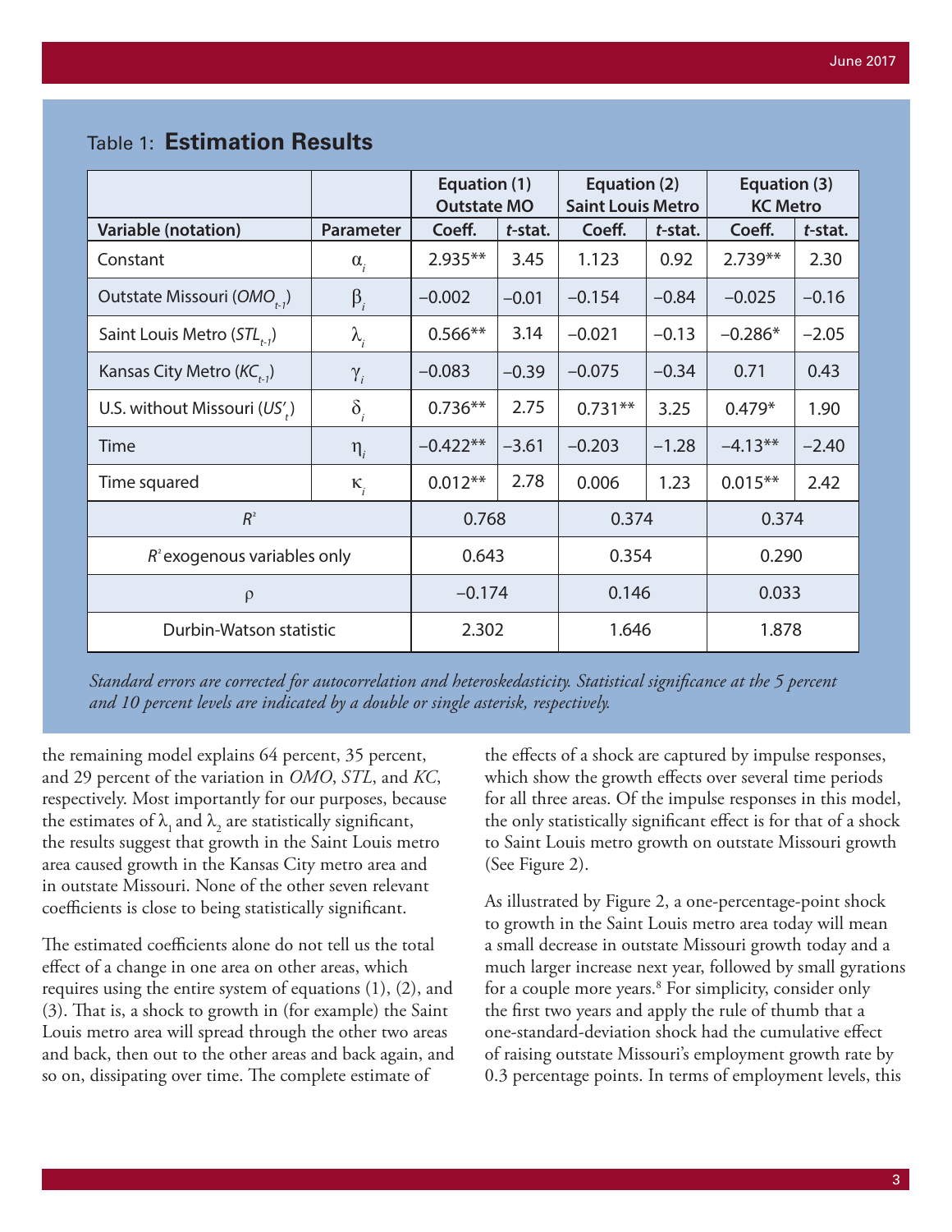## Table 1: **Estimation Results**

| | | Equation (1) Outstate MO | | Equation (2) Saint Louis Metro | | Equation (3) KC Metro | |
|---|---|---|---|---|---|---|---|
| **Variable (notation)** | **Parameter** | **Coeff.** | ***t*-stat.** | **Coeff.** | ***t*-stat.** | **Coeff.** | ***t*-stat.** |
| Constant | $\alpha_i$ | 2.935** | 3.45 | 1.123 | 0.92 | 2.739** | 2.30 |
| Outstate Missouri ($OMO_{t-1}$) | $\beta_i$ | –0.002 | –0.01 | –0.154 | –0.84 | –0.025 | –0.16 |
| Saint Louis Metro ($STL_{t-1}$) | $\lambda_i$ | 0.566** | 3.14 | –0.021 | –0.13 | –0.286* | –2.05 |
| Kansas City Metro ($KC_{t-1}$) | $\gamma_i$ | –0.083 | –0.39 | –0.075 | –0.34 | 0.71 | 0.43 |
| U.S. without Missouri ($US'_t$) | $\delta_i$ | 0.736** | 2.75 | 0.731** | 3.25 | 0.479* | 1.90 |
| Time | $\eta_i$ | –0.422** | –3.61 | –0.203 | –1.28 | –4.13** | –2.40 |
| Time squared | $\kappa_i$ | 0.012** | 2.78 | 0.006 | 1.23 | 0.015** | 2.42 |
| $R^2$ | | 0.768 | | 0.374 | | 0.374 | |
| $R^2$ exogenous variables only | | 0.643 | | 0.354 | | 0.290 | |
| $\rho$ | | –0.174 | | 0.146 | | 0.033 | |
| Durbin-Watson statistic | | 2.302 | | 1.646 | | 1.878 | |

*Standard errors are corrected for autocorrelation and heteroskedasticity. Statistical significance at the 5 percent and 10 percent levels are indicated by a double or single asterisk, respectively.*

the remaining model explains 64 percent, 35 percent, and 29 percent of the variation in *OMO*, *STL*, and *KC*, respectively. Most importantly for our purposes, because the estimates of $\lambda_1$ and $\lambda_2$ are statistically significant, the results suggest that growth in the Saint Louis metro area caused growth in the Kansas City metro area and in outstate Missouri. None of the other seven relevant coefficients is close to being statistically significant.

The estimated coefficients alone do not tell us the total effect of a change in one area on other areas, which requires using the entire system of equations (1), (2), and (3). That is, a shock to growth in (for example) the Saint Louis metro area will spread through the other two areas and back, then out to the other areas and back again, and so on, dissipating over time. The complete estimate of the effects of a shock are captured by impulse responses, which show the growth effects over several time periods for all three areas. Of the impulse responses in this model, the only statistically significant effect is for that of a shock to Saint Louis metro growth on outstate Missouri growth (See Figure 2).

As illustrated by Figure 2, a one-percentage-point shock to growth in the Saint Louis metro area today will mean a small decrease in outstate Missouri growth today and a much larger increase next year, followed by small gyrations for a couple more years.[8] For simplicity, consider only the first two years and apply the rule of thumb that a one-standard-deviation shock had the cumulative effect of raising outstate Missouri's employment growth rate by 0.3 percentage points. In terms of employment levels, this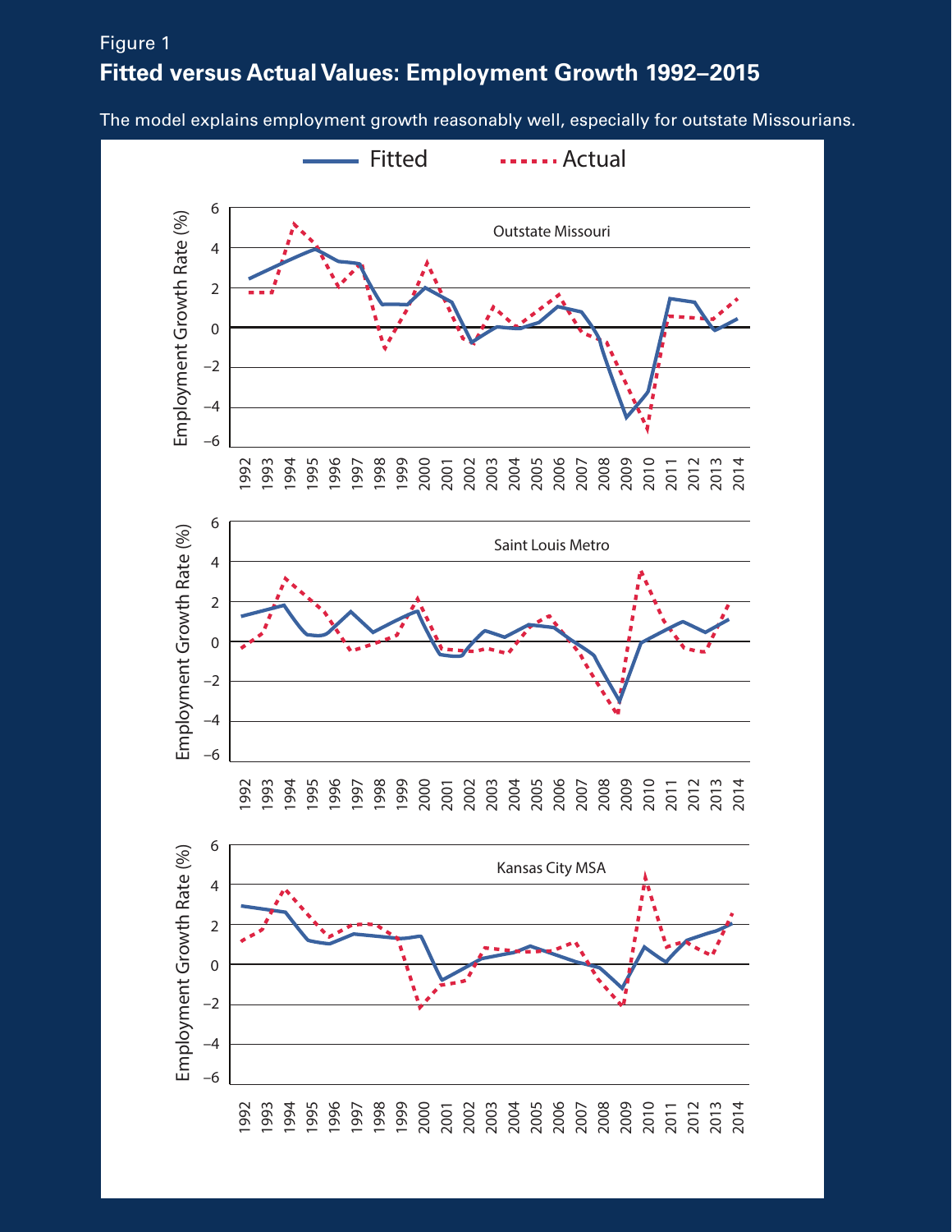Figure 1

## Fitted versus Actual Values: Employment Growth 1992–2015

The model explains employment growth reasonably well, especially for outstate Missourians.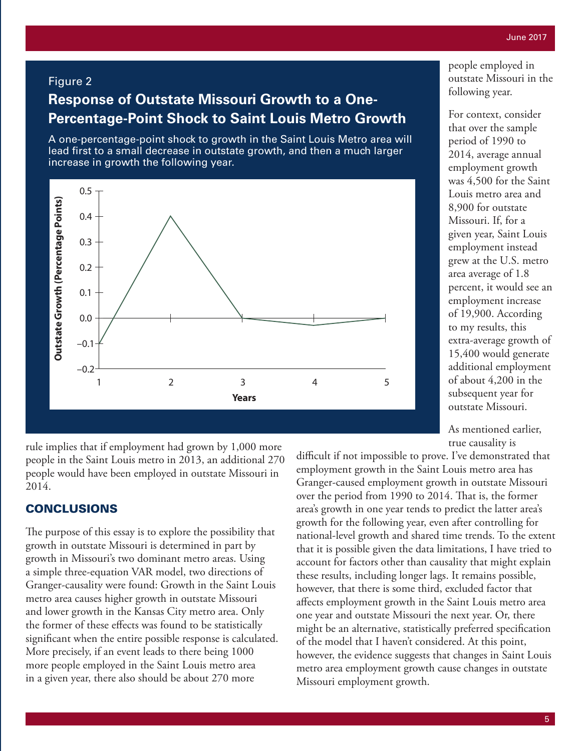Figure 2

## Response of Outstate Missouri Growth to a One-Percentage-Point Shock to Saint Louis Metro Growth

A one-percentage-point shock to growth in the Saint Louis Metro area will lead first to a small decrease in outstate growth, and then a much larger increase in growth the following year.

people employed in outstate Missouri in the following year.

For context, consider that over the sample period of 1990 to 2014, average annual employment growth was 4,500 for the Saint Louis metro area and 8,900 for outstate Missouri. If, for a given year, Saint Louis employment instead grew at the U.S. metro area average of 1.8 percent, it would see an employment increase of 19,900. According to my results, this extra-average growth of 15,400 would generate additional employment of about 4,200 in the subsequent year for outstate Missouri.

rule implies that if employment had grown by 1,000 more people in the Saint Louis metro in 2013, an additional 270 people would have been employed in outstate Missouri in 2014.

## CONCLUSIONS

The purpose of this essay is to explore the possibility that growth in outstate Missouri is determined in part by growth in Missouri's two dominant metro areas. Using a simple three-equation VAR model, two directions of Granger-causality were found: Growth in the Saint Louis metro area causes higher growth in outstate Missouri and lower growth in the Kansas City metro area. Only the former of these effects was found to be statistically significant when the entire possible response is calculated. More precisely, if an event leads to there being 1000 more people employed in the Saint Louis metro area in a given year, there also should be about 270 more

As mentioned earlier, true causality is difficult if not impossible to prove. I've demonstrated that employment growth in the Saint Louis metro area has Granger-caused employment growth in outstate Missouri over the period from 1990 to 2014. That is, the former area's growth in one year tends to predict the latter area's growth for the following year, even after controlling for national-level growth and shared time trends. To the extent that it is possible given the data limitations, I have tried to account for factors other than causality that might explain these results, including longer lags. It remains possible, however, that there is some third, excluded factor that affects employment growth in the Saint Louis metro area one year and outstate Missouri the next year. Or, there might be an alternative, statistically preferred specification of the model that I haven't considered. At this point, however, the evidence suggests that changes in Saint Louis metro area employment growth cause changes in outstate Missouri employment growth.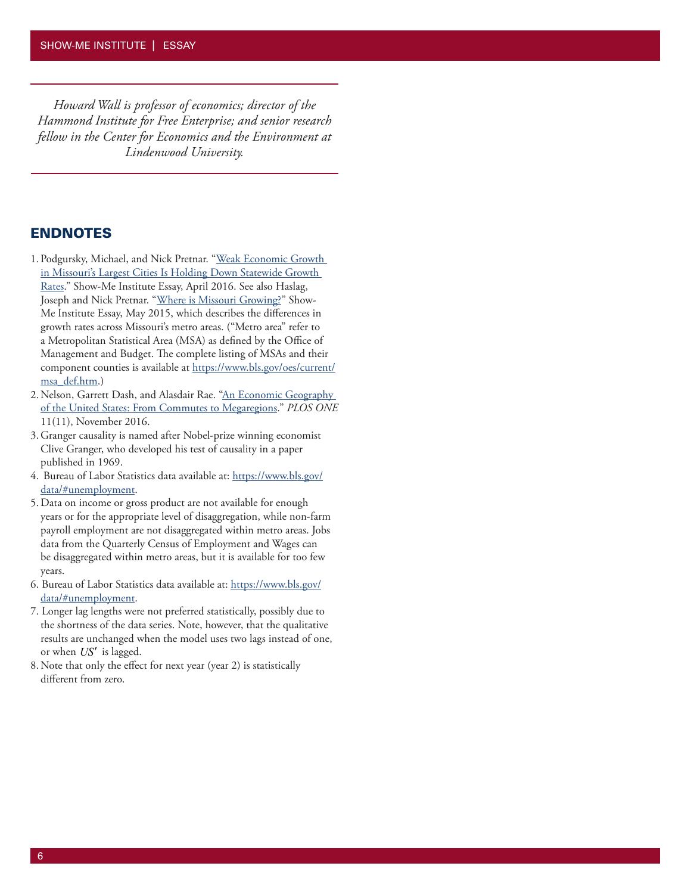*Howard Wall is professor of economics; director of the Hammond Institute for Free Enterprise; and senior research fellow in the Center for Economics and the Environment at Lindenwood University.*

## ENDNOTES

1. Podgursky, Michael, and Nick Pretnar. "Weak Economic Growth in Missouri's Largest Cities Is Holding Down Statewide Growth Rates." Show-Me Institute Essay, April 2016. See also Haslag, Joseph and Nick Pretnar. "Where is Missouri Growing?" Show-Me Institute Essay, May 2015, which describes the differences in growth rates across Missouri's metro areas. ("Metro area" refer to a Metropolitan Statistical Area (MSA) as defined by the Office of Management and Budget. The complete listing of MSAs and their component counties is available at https://www.bls.gov/oes/current/msa_def.htm.)
2. Nelson, Garrett Dash, and Alasdair Rae. "An Economic Geography of the United States: From Commutes to Megaregions." *PLOS ONE* 11(11), November 2016.
3. Granger causality is named after Nobel-prize winning economist Clive Granger, who developed his test of causality in a paper published in 1969.
4. Bureau of Labor Statistics data available at: https://www.bls.gov/data/#unemployment.
5. Data on income or gross product are not available for enough years or for the appropriate level of disaggregation, while non-farm payroll employment are not disaggregated within metro areas. Jobs data from the Quarterly Census of Employment and Wages can be disaggregated within metro areas, but it is available for too few years.
6. Bureau of Labor Statistics data available at: https://www.bls.gov/data/#unemployment.
7. Longer lag lengths were not preferred statistically, possibly due to the shortness of the data series. Note, however, that the qualitative results are unchanged when the model uses two lags instead of one, or when $US'$ is lagged.
8. Note that only the effect for next year (year 2) is statistically different from zero.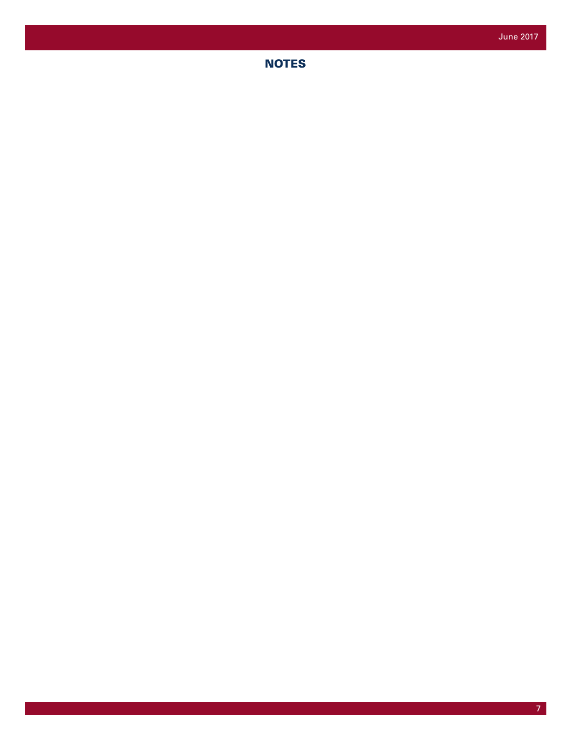## NOTES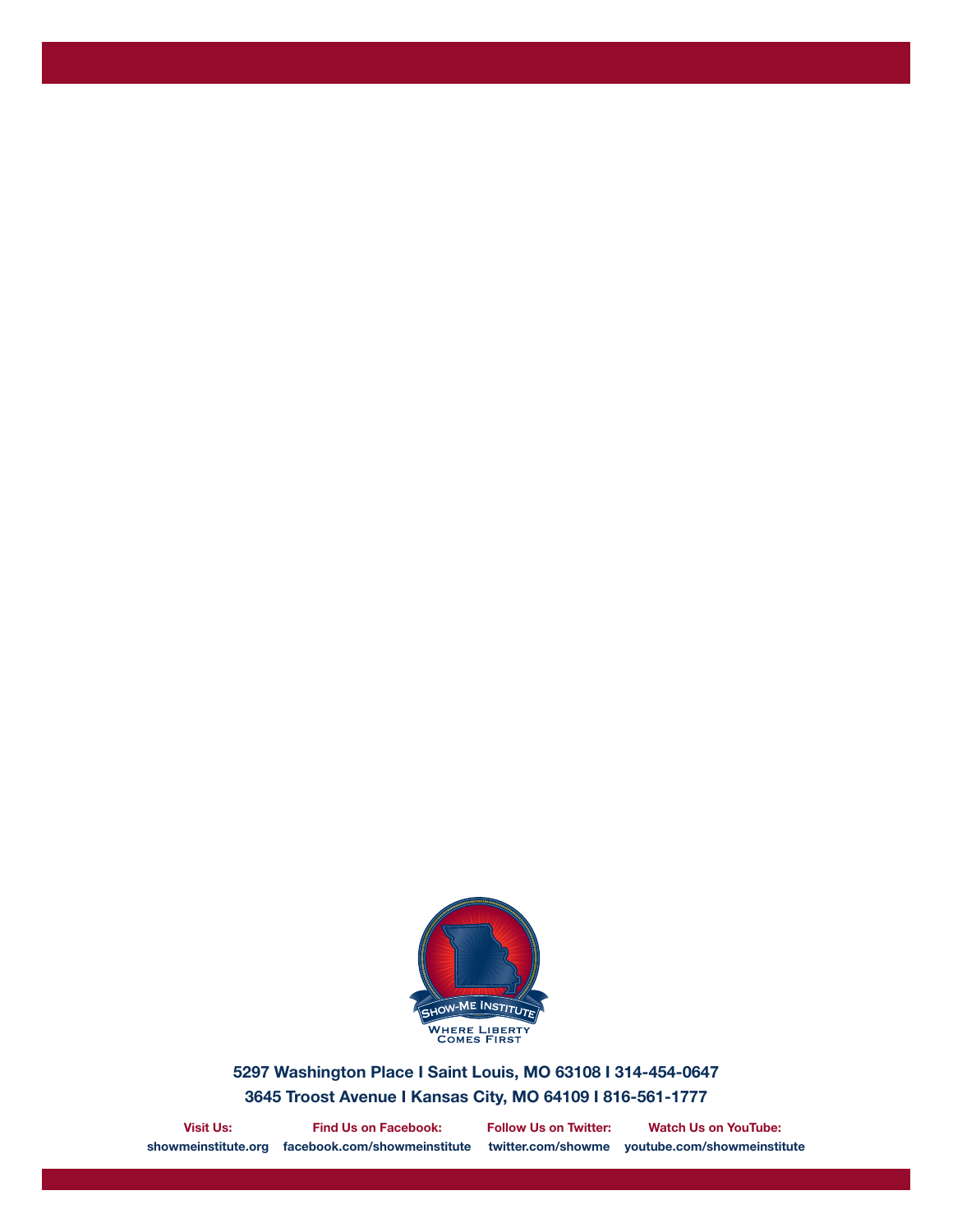SHOW-ME INSTITUTE

WHERE LIBERTY COMES FIRST

**5297 Washington Place I Saint Louis, MO 63108 I 314-454-0647**

**3645 Troost Avenue I Kansas City, MO 64109 I 816-561-1777**

| Visit Us: | Find Us on Facebook: | Follow Us on Twitter: | Watch Us on YouTube: |
| --- | --- | --- | --- |
| showmeinstitute.org | facebook.com/showmeinstitute | twitter.com/showme | youtube.com/showmeinstitute |